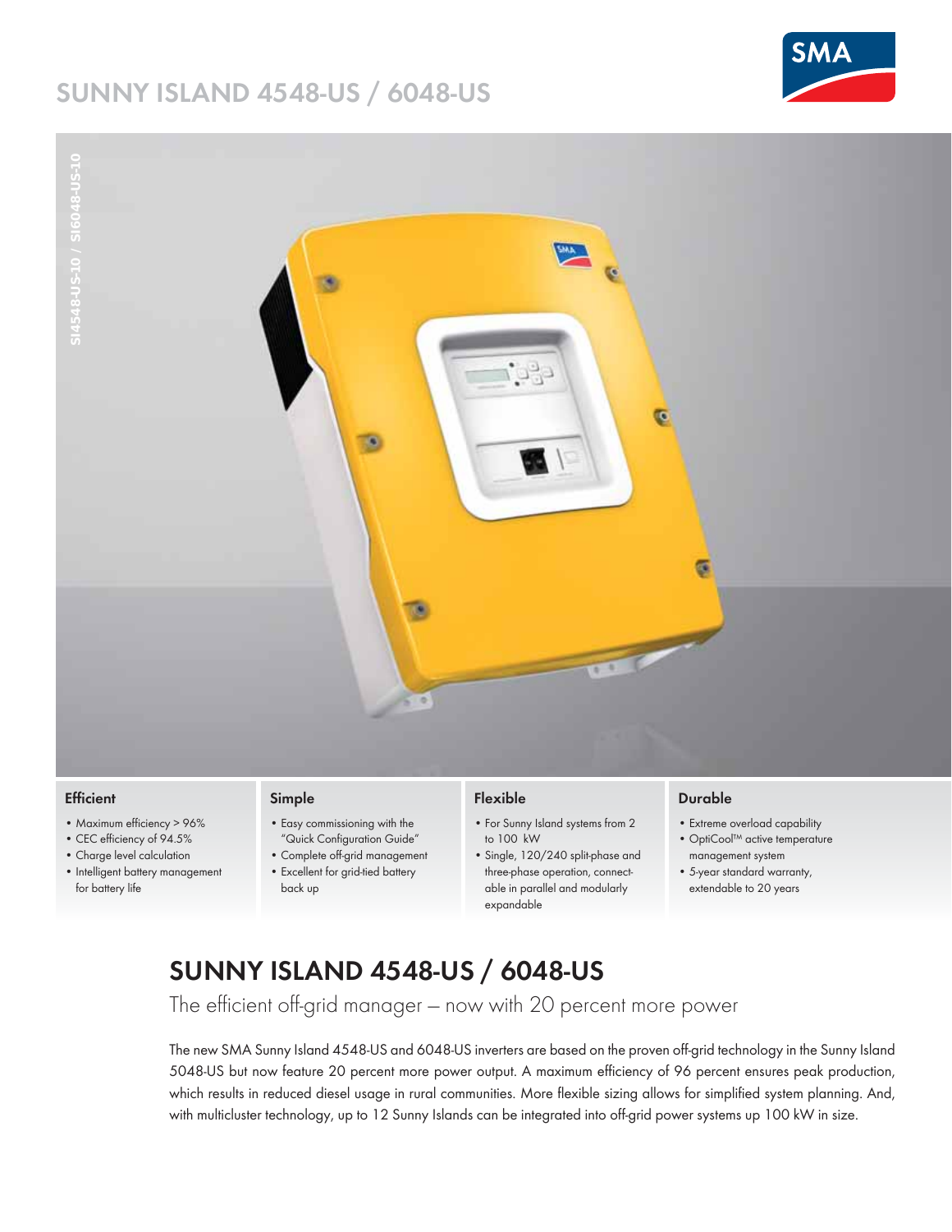# SUNNY ISLAND 4548-US / 6048-US

SI4548-US-10 / SI6048-US-10

### Efficient

- Maximum efficiency > 96%
- CEC efficiency of 94.5%
- Charge level calculation
- Intelligent battery management for battery life

### Simple

- Easy commissioning with the "Quick Configuration Guide"
- Complete off-grid management
- Excellent for grid-tied battery back up

### Flexible

- For Sunny Island systems from 2 to 100 kW
- Single, 120/240 split-phase and three-phase operation, connectable in parallel and modularly expandable

### Durable

- Extreme overload capability
- OptiCool™ active temperature management system
- 5-year standard warranty, extendable to 20 years

## SUNNY ISLAND 4548-US / 6048-US

The efficient off-grid manager – now with 20 percent more power

The new SMA Sunny Island 4548-US and 6048-US inverters are based on the proven off-grid technology in the Sunny Island 5048-US but now feature 20 percent more power output. A maximum efficiency of 96 percent ensures peak production, which results in reduced diesel usage in rural communities. More flexible sizing allows for simplified system planning. And, with multicluster technology, up to 12 Sunny Islands can be integrated into off-grid power systems up 100 kW in size.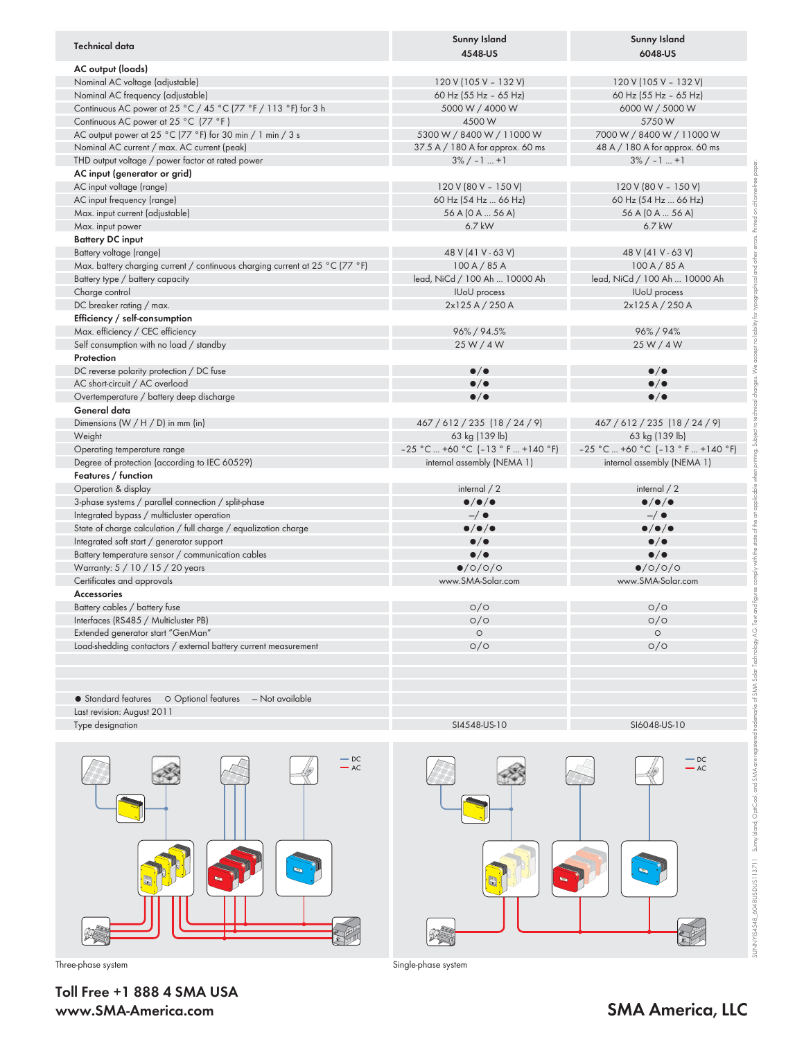| Technical data | Sunny Island 4548-US | Sunny Island 6048-US |
|---|---|---|
| **AC output (loads)** | | |
| Nominal AC voltage (adjustable) | 120 V (105 V – 132 V) | 120 V (105 V – 132 V) |
| Nominal AC frequency (adjustable) | 60 Hz (55 Hz – 65 Hz) | 60 Hz (55 Hz – 65 Hz) |
| Continuous AC power at 25 °C / 45 °C (77 °F / 113 °F) for 3 h | 5000 W / 4000 W | 6000 W / 5000 W |
| Continuous AC power at 25 °C (77 °F) | 4500 W | 5750 W |
| AC output power at 25 °C (77 °F) for 30 min / 1 min / 3 s | 5300 W / 8400 W / 11000 W | 7000 W / 8400 W / 11000 W |
| Nominal AC current / max. AC current (peak) | 37.5 A / 180 A for approx. 60 ms | 48 A / 180 A for approx. 60 ms |
| THD output voltage / power factor at rated power | 3% / -1 ... +1 | 3% / -1 ... +1 |
| **AC input (generator or grid)** | | |
| AC input voltage (range) | 120 V (80 V – 150 V) | 120 V (80 V – 150 V) |
| AC input frequency (range) | 60 Hz (54 Hz ... 66 Hz) | 60 Hz (54 Hz ... 66 Hz) |
| Max. input current (adjustable) | 56 A (0 A ... 56 A) | 56 A (0 A ... 56 A) |
| Max. input power | 6.7 kW | 6.7 kW |
| **Battery DC input** | | |
| Battery voltage (range) | 48 V (41 V - 63 V) | 48 V (41 V - 63 V) |
| Max. battery charging current / continuous charging current at 25 °C (77 °F) | 100 A / 85 A | 100 A / 85 A |
| Battery type / battery capacity | lead, NiCd / 100 Ah ... 10000 Ah | lead, NiCd / 100 Ah ... 10000 Ah |
| Charge control | IUoU process | IUoU process |
| DC breaker rating / max. | 2x125 A / 250 A | 2x125 A / 250 A |
| **Efficiency / self-consumption** | | |
| Max. efficiency / CEC efficiency | 96% / 94.5% | 96% / 94% |
| Self consumption with no load / standby | 25 W / 4 W | 25 W / 4 W |
| **Protection** | | |
| DC reverse polarity protection / DC fuse | ● / ● | ● / ● |
| AC short-circuit / AC overload | ● / ● | ● / ● |
| Overtemperature / battery deep discharge | ● / ● | ● / ● |
| **General data** | | |
| Dimensions (W / H / D) in mm (in) | 467 / 612 / 235 (18 / 24 / 9) | 467 / 612 / 235 (18 / 24 / 9) |
| Weight | 63 kg (139 lb) | 63 kg (139 lb) |
| Operating temperature range | -25 °C ... +60 °C (-13 °F ... +140 °F) | -25 °C ... +60 °C (-13 °F ... +140 °F) |
| Degree of protection (according to IEC 60529) | internal assembly (NEMA 1) | internal assembly (NEMA 1) |
| **Features / function** | | |
| Operation & display | internal / 2 | internal / 2 |
| 3-phase systems / parallel connection / split-phase | ● / ● / ● | ● / ● / ● |
| Integrated bypass / multicluster operation | – / ● | – / ● |
| State of charge calculation / full charge / equalization charge | ● / ● / ● | ● / ● / ● |
| Integrated soft start / generator support | ● / ● | ● / ● |
| Battery temperature sensor / communication cables | ● / ● | ● / ● |
| Warranty: 5 / 10 / 15 / 20 years | ● / ○ / ○ / ○ | ● / ○ / ○ / ○ |
| Certificates and approvals | www.SMA-Solar.com | www.SMA-Solar.com |
| **Accessories** | | |
| Battery cables / battery fuse | ○ / ○ | ○ / ○ |
| Interfaces (RS485 / Multicluster PB) | ○ / ○ | ○ / ○ |
| Extended generator start "GenMan" | ○ | ○ |
| Load-shedding contactors / external battery current measurement | ○ / ○ | ○ / ○ |
| ● Standard features ○ Optional features – Not available | | |
| Last revision: August 2011 | | |
| Type designation | SI4548-US-10 | SI6048-US-10 |

DC
AC

Three-phase system

DC
AC

Single-phase system

**Toll Free +1 888 4 SMA USA**
**www.SMA-America.com**

**SMA America, LLC**

SUNNYIS4548_6048US-DUS113711 Sunny Island, OptiCool, and SMA are registered trademarks of SMA Solar Technology AG. Text and figures comply with the state of the art applicable when printing. Subject to technical changes. We accept no liability for typographical and other errors. Printed on chlorine-free paper.